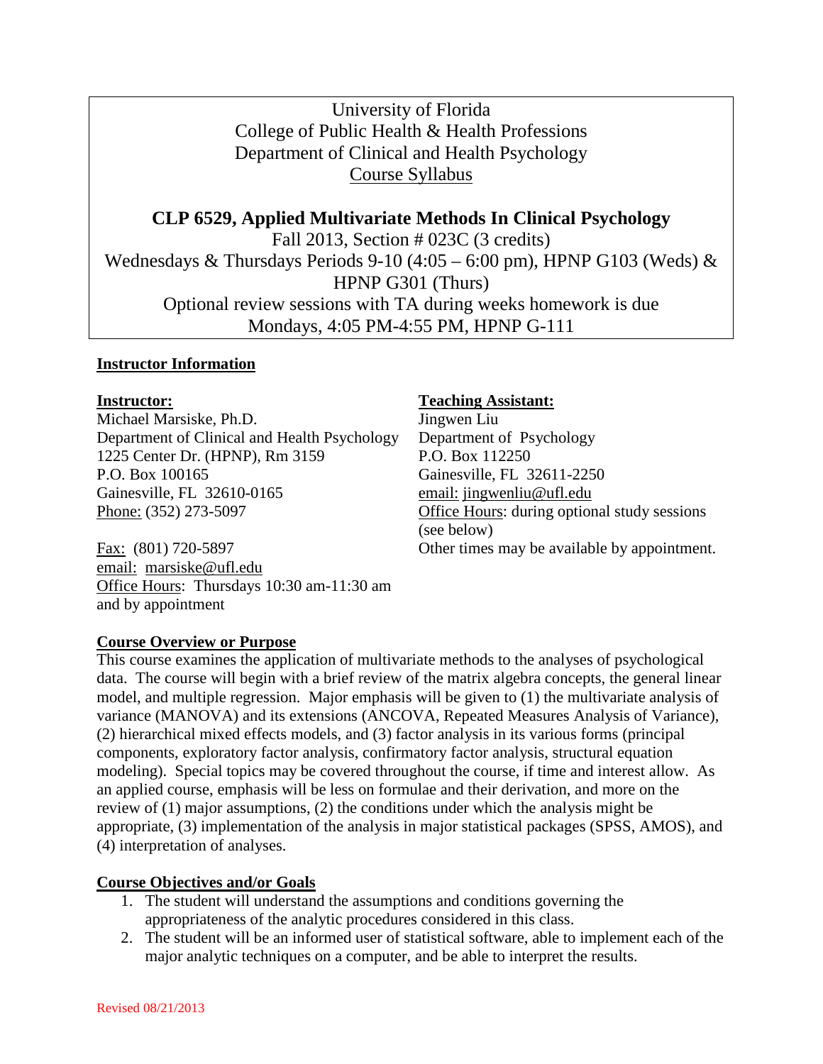University of Florida
College of Public Health & Health Professions
Department of Clinical and Health Psychology
Course Syllabus

# CLP 6529, Applied Multivariate Methods In Clinical Psychology

Fall 2013, Section # 023C (3 credits)
Wednesdays & Thursdays Periods 9-10 (4:05 – 6:00 pm), HPNP G103 (Weds) & HPNP G301 (Thurs)
Optional review sessions with TA during weeks homework is due
Mondays, 4:05 PM-4:55 PM, HPNP G-111

## Instructor Information

**Instructor:**
Michael Marsiske, Ph.D.
Department of Clinical and Health Psychology
1225 Center Dr. (HPNP), Rm 3159
P.O. Box 100165
Gainesville, FL 32610-0165
Phone: (352) 273-5097

Fax: (801) 720-5897
email: marsiske@ufl.edu
Office Hours: Thursdays 10:30 am-11:30 am and by appointment

**Teaching Assistant:**
Jingwen Liu
Department of Psychology
P.O. Box 112250
Gainesville, FL 32611-2250
email: jingwenliu@ufl.edu
Office Hours: during optional study sessions (see below)
Other times may be available by appointment.

## Course Overview or Purpose

This course examines the application of multivariate methods to the analyses of psychological data. The course will begin with a brief review of the matrix algebra concepts, the general linear model, and multiple regression. Major emphasis will be given to (1) the multivariate analysis of variance (MANOVA) and its extensions (ANCOVA, Repeated Measures Analysis of Variance), (2) hierarchical mixed effects models, and (3) factor analysis in its various forms (principal components, exploratory factor analysis, confirmatory factor analysis, structural equation modeling). Special topics may be covered throughout the course, if time and interest allow. As an applied course, emphasis will be less on formulae and their derivation, and more on the review of (1) major assumptions, (2) the conditions under which the analysis might be appropriate, (3) implementation of the analysis in major statistical packages (SPSS, AMOS), and (4) interpretation of analyses.

## Course Objectives and/or Goals

1. The student will understand the assumptions and conditions governing the appropriateness of the analytic procedures considered in this class.
2. The student will be an informed user of statistical software, able to implement each of the major analytic techniques on a computer, and be able to interpret the results.

Revised 08/21/2013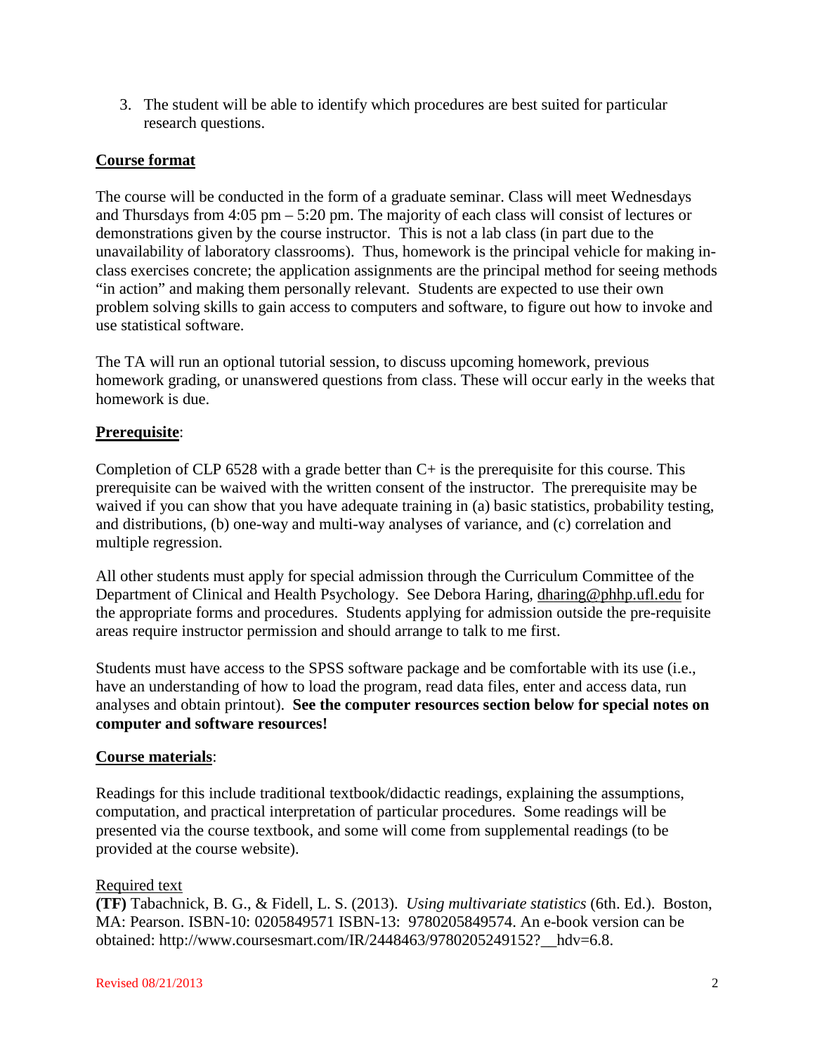3. The student will be able to identify which procedures are best suited for particular research questions.

## Course format

The course will be conducted in the form of a graduate seminar. Class will meet Wednesdays and Thursdays from 4:05 pm – 5:20 pm. The majority of each class will consist of lectures or demonstrations given by the course instructor. This is not a lab class (in part due to the unavailability of laboratory classrooms). Thus, homework is the principal vehicle for making in-class exercises concrete; the application assignments are the principal method for seeing methods "in action" and making them personally relevant. Students are expected to use their own problem solving skills to gain access to computers and software, to figure out how to invoke and use statistical software.

The TA will run an optional tutorial session, to discuss upcoming homework, previous homework grading, or unanswered questions from class. These will occur early in the weeks that homework is due.

## Prerequisite:

Completion of CLP 6528 with a grade better than C+ is the prerequisite for this course. This prerequisite can be waived with the written consent of the instructor. The prerequisite may be waived if you can show that you have adequate training in (a) basic statistics, probability testing, and distributions, (b) one-way and multi-way analyses of variance, and (c) correlation and multiple regression.

All other students must apply for special admission through the Curriculum Committee of the Department of Clinical and Health Psychology. See Debora Haring, dharing@phhp.ufl.edu for the appropriate forms and procedures. Students applying for admission outside the pre-requisite areas require instructor permission and should arrange to talk to me first.

Students must have access to the SPSS software package and be comfortable with its use (i.e., have an understanding of how to load the program, read data files, enter and access data, run analyses and obtain printout). **See the computer resources section below for special notes on computer and software resources!**

## Course materials:

Readings for this include traditional textbook/didactic readings, explaining the assumptions, computation, and practical interpretation of particular procedures. Some readings will be presented via the course textbook, and some will come from supplemental readings (to be provided at the course website).

Required text

**(TF)** Tabachnick, B. G., & Fidell, L. S. (2013). *Using multivariate statistics* (6th. Ed.). Boston, MA: Pearson. ISBN-10: 0205849571 ISBN-13: 9780205849574. An e-book version can be obtained: http://www.coursesmart.com/IR/2448463/9780205249152?__hdv=6.8.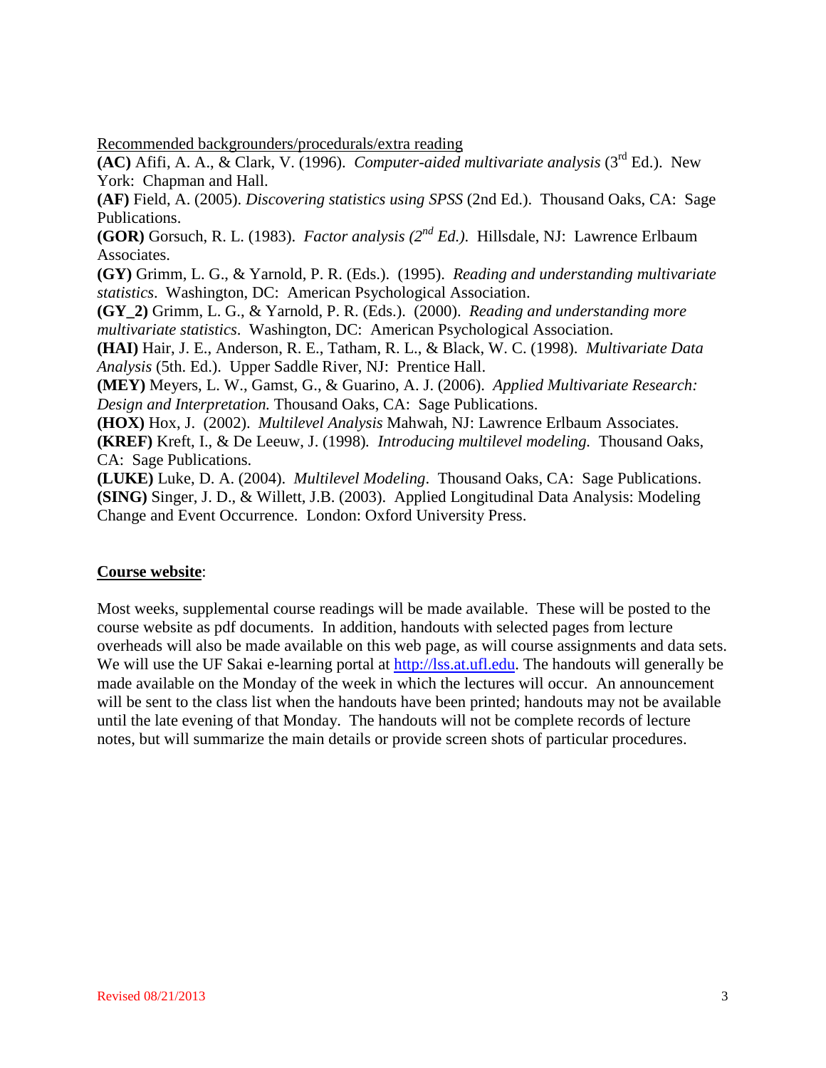Recommended backgrounders/procedurals/extra reading

**(AC)** Afifi, A. A., & Clark, V. (1996). *Computer-aided multivariate analysis* (3rd Ed.). New York: Chapman and Hall.

**(AF)** Field, A. (2005). *Discovering statistics using SPSS* (2nd Ed.). Thousand Oaks, CA: Sage Publications.

**(GOR)** Gorsuch, R. L. (1983). *Factor analysis (2nd Ed.).* Hillsdale, NJ: Lawrence Erlbaum Associates.

**(GY)** Grimm, L. G., & Yarnold, P. R. (Eds.). (1995). *Reading and understanding multivariate statistics*. Washington, DC: American Psychological Association.

**(GY_2)** Grimm, L. G., & Yarnold, P. R. (Eds.). (2000). *Reading and understanding more multivariate statistics*. Washington, DC: American Psychological Association.

**(HAI)** Hair, J. E., Anderson, R. E., Tatham, R. L., & Black, W. C. (1998). *Multivariate Data Analysis* (5th. Ed.). Upper Saddle River, NJ: Prentice Hall.

**(MEY)** Meyers, L. W., Gamst, G., & Guarino, A. J. (2006). *Applied Multivariate Research: Design and Interpretation.* Thousand Oaks, CA: Sage Publications.

**(HOX)** Hox, J. (2002). *Multilevel Analysis* Mahwah, NJ: Lawrence Erlbaum Associates.

**(KREF)** Kreft, I., & De Leeuw, J. (1998). *Introducing multilevel modeling.* Thousand Oaks, CA: Sage Publications.

**(LUKE)** Luke, D. A. (2004). *Multilevel Modeling*. Thousand Oaks, CA: Sage Publications.

**(SING)** Singer, J. D., & Willett, J.B. (2003). Applied Longitudinal Data Analysis: Modeling Change and Event Occurrence. London: Oxford University Press.

**Course website**:

Most weeks, supplemental course readings will be made available. These will be posted to the course website as pdf documents. In addition, handouts with selected pages from lecture overheads will also be made available on this web page, as will course assignments and data sets. We will use the UF Sakai e-learning portal at http://lss.at.ufl.edu. The handouts will generally be made available on the Monday of the week in which the lectures will occur. An announcement will be sent to the class list when the handouts have been printed; handouts may not be available until the late evening of that Monday. The handouts will not be complete records of lecture notes, but will summarize the main details or provide screen shots of particular procedures.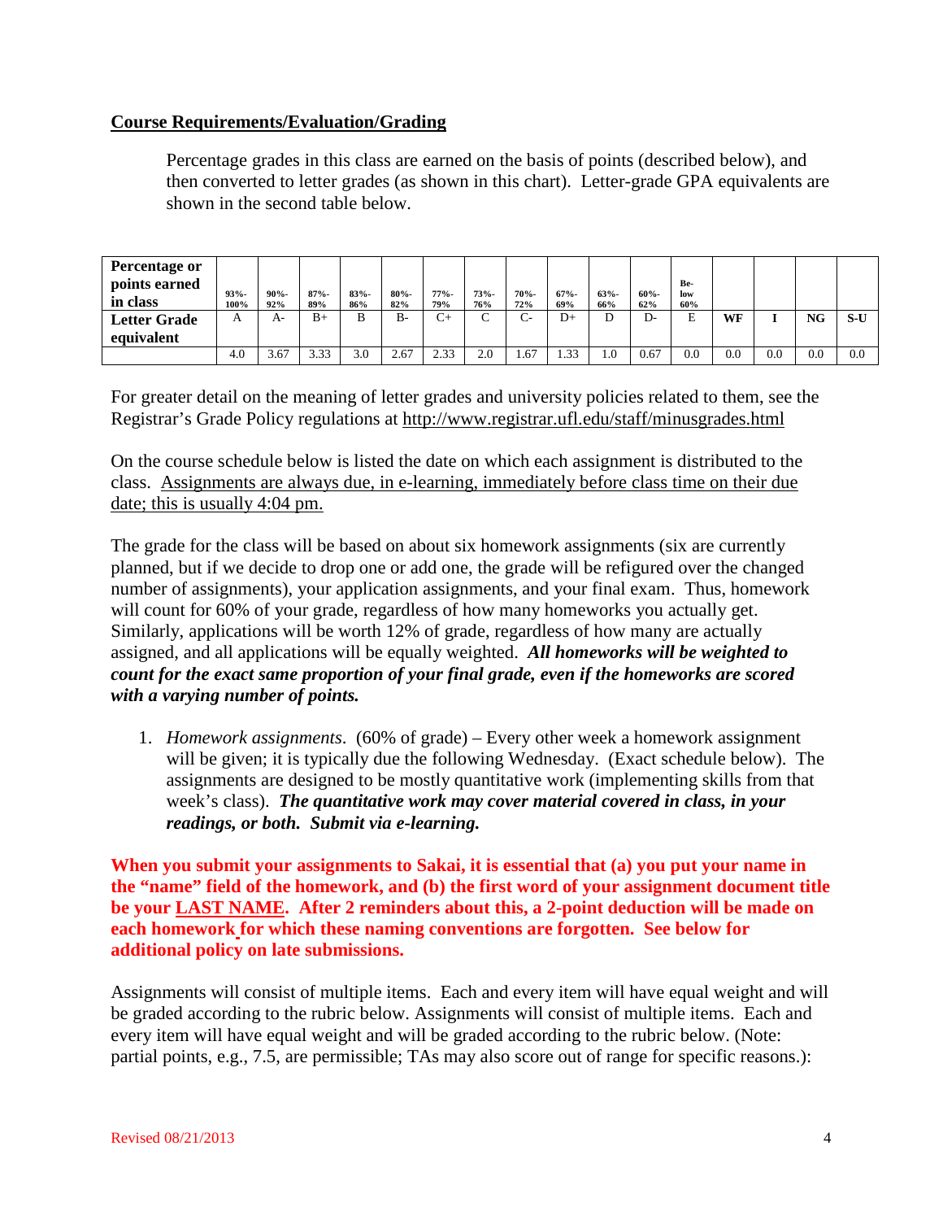**Course Requirements/Evaluation/Grading**

Percentage grades in this class are earned on the basis of points (described below), and then converted to letter grades (as shown in this chart). Letter-grade GPA equivalents are shown in the second table below.

| Percentage or points earned in class | 93%-100% | 90%-92% | 87%-89% | 83%-86% | 80%-82% | 77%-79% | 73%-76% | 70%-72% | 67%-69% | 63%-66% | 60%-62% | Below 60% | | | | |
|---|---|---|---|---|---|---|---|---|---|---|---|---|---|---|---|---|
| **Letter Grade equivalent** | A | A- | B+ | B | B- | C+ | C | C- | D+ | D | D- | E | **WF** | **I** | **NG** | **S-U** |
| | 4.0 | 3.67 | 3.33 | 3.0 | 2.67 | 2.33 | 2.0 | 1.67 | 1.33 | 1.0 | 0.67 | 0.0 | 0.0 | 0.0 | 0.0 | 0.0 |

For greater detail on the meaning of letter grades and university policies related to them, see the Registrar's Grade Policy regulations at http://www.registrar.ufl.edu/staff/minusgrades.html

On the course schedule below is listed the date on which each assignment is distributed to the class. Assignments are always due, in e-learning, immediately before class time on their due date; this is usually 4:04 pm.

The grade for the class will be based on about six homework assignments (six are currently planned, but if we decide to drop one or add one, the grade will be refigured over the changed number of assignments), your application assignments, and your final exam. Thus, homework will count for 60% of your grade, regardless of how many homeworks you actually get. Similarly, applications will be worth 12% of grade, regardless of how many are actually assigned, and all applications will be equally weighted. ***All homeworks will be weighted to count for the exact same proportion of your final grade, even if the homeworks are scored with a varying number of points.***

1. *Homework assignments*. (60% of grade) – Every other week a homework assignment will be given; it is typically due the following Wednesday. (Exact schedule below). The assignments are designed to be mostly quantitative work (implementing skills from that week's class). ***The quantitative work may cover material covered in class, in your readings, or both. Submit via e-learning.***

**When you submit your assignments to Sakai, it is essential that (a) you put your name in the "name" field of the homework, and (b) the first word of your assignment document title be your LAST NAME. After 2 reminders about this, a 2-point deduction will be made on each homework for which these naming conventions are forgotten. See below for additional policy on late submissions.**

Assignments will consist of multiple items. Each and every item will have equal weight and will be graded according to the rubric below. Assignments will consist of multiple items. Each and every item will have equal weight and will be graded according to the rubric below. (Note: partial points, e.g., 7.5, are permissible; TAs may also score out of range for specific reasons.):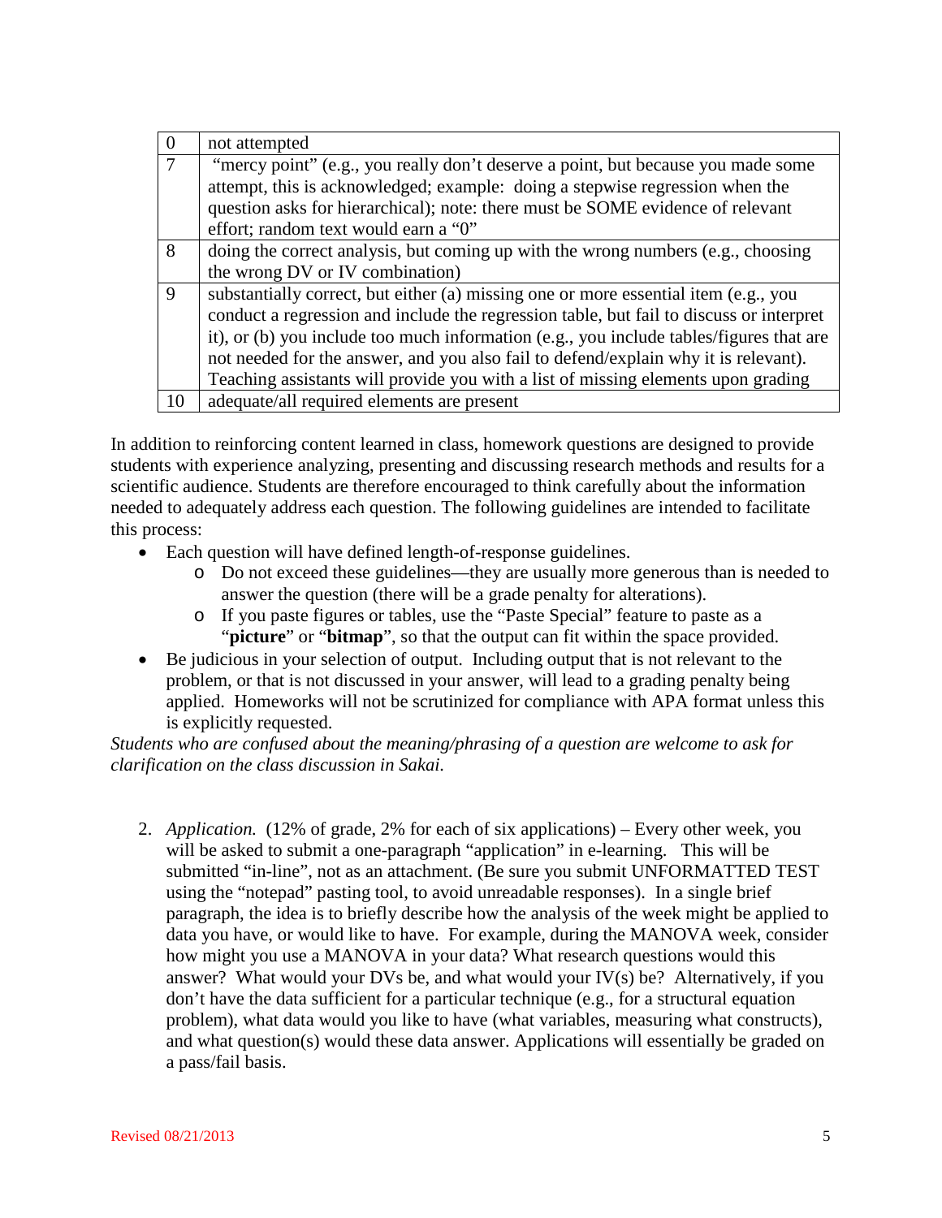| | |
|---|---|
| 0 | not attempted |
| 7 | "mercy point" (e.g., you really don't deserve a point, but because you made some attempt, this is acknowledged; example: doing a stepwise regression when the question asks for hierarchical); note: there must be SOME evidence of relevant effort; random text would earn a "0" |
| 8 | doing the correct analysis, but coming up with the wrong numbers (e.g., choosing the wrong DV or IV combination) |
| 9 | substantially correct, but either (a) missing one or more essential item (e.g., you conduct a regression and include the regression table, but fail to discuss or interpret it), or (b) you include too much information (e.g., you include tables/figures that are not needed for the answer, and you also fail to defend/explain why it is relevant). Teaching assistants will provide you with a list of missing elements upon grading |
| 10 | adequate/all required elements are present |

In addition to reinforcing content learned in class, homework questions are designed to provide students with experience analyzing, presenting and discussing research methods and results for a scientific audience. Students are therefore encouraged to think carefully about the information needed to adequately address each question. The following guidelines are intended to facilitate this process:

- Each question will have defined length-of-response guidelines.
    - Do not exceed these guidelines—they are usually more generous than is needed to answer the question (there will be a grade penalty for alterations).
    - If you paste figures or tables, use the "Paste Special" feature to paste as a "**picture**" or "**bitmap**", so that the output can fit within the space provided.
- Be judicious in your selection of output. Including output that is not relevant to the problem, or that is not discussed in your answer, will lead to a grading penalty being applied. Homeworks will not be scrutinized for compliance with APA format unless this is explicitly requested.

*Students who are confused about the meaning/phrasing of a question are welcome to ask for clarification on the class discussion in Sakai.*

2. *Application.* (12% of grade, 2% for each of six applications) – Every other week, you will be asked to submit a one-paragraph "application" in e-learning. This will be submitted "in-line", not as an attachment. (Be sure you submit UNFORMATTED TEST using the "notepad" pasting tool, to avoid unreadable responses). In a single brief paragraph, the idea is to briefly describe how the analysis of the week might be applied to data you have, or would like to have. For example, during the MANOVA week, consider how might you use a MANOVA in your data? What research questions would this answer? What would your DVs be, and what would your IV(s) be? Alternatively, if you don't have the data sufficient for a particular technique (e.g., for a structural equation problem), what data would you like to have (what variables, measuring what constructs), and what question(s) would these data answer. Applications will essentially be graded on a pass/fail basis.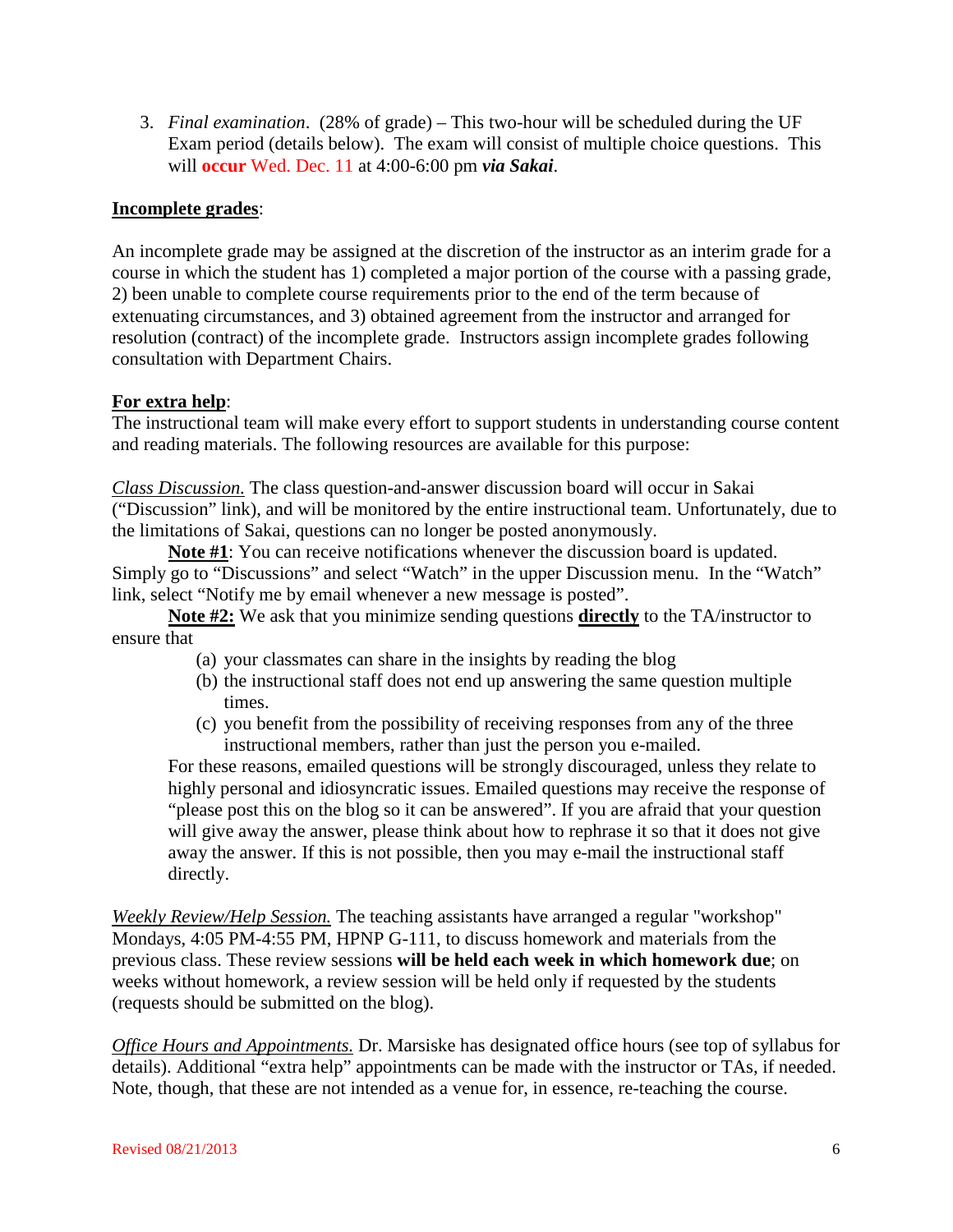3. *Final examination*. (28% of grade) – This two-hour will be scheduled during the UF Exam period (details below). The exam will consist of multiple choice questions. This will **occur** Wed. Dec. 11 at 4:00-6:00 pm ***via Sakai***.

**Incomplete grades**:

An incomplete grade may be assigned at the discretion of the instructor as an interim grade for a course in which the student has 1) completed a major portion of the course with a passing grade, 2) been unable to complete course requirements prior to the end of the term because of extenuating circumstances, and 3) obtained agreement from the instructor and arranged for resolution (contract) of the incomplete grade. Instructors assign incomplete grades following consultation with Department Chairs.

**For extra help**:

The instructional team will make every effort to support students in understanding course content and reading materials. The following resources are available for this purpose:

*Class Discussion.* The class question-and-answer discussion board will occur in Sakai ("Discussion" link), and will be monitored by the entire instructional team. Unfortunately, due to the limitations of Sakai, questions can no longer be posted anonymously.

**Note #1**: You can receive notifications whenever the discussion board is updated. Simply go to "Discussions" and select "Watch" in the upper Discussion menu. In the "Watch" link, select "Notify me by email whenever a new message is posted".

**Note #2:** We ask that you minimize sending questions **directly** to the TA/instructor to ensure that

(a) your classmates can share in the insights by reading the blog
(b) the instructional staff does not end up answering the same question multiple times.
(c) you benefit from the possibility of receiving responses from any of the three instructional members, rather than just the person you e-mailed.

For these reasons, emailed questions will be strongly discouraged, unless they relate to highly personal and idiosyncratic issues. Emailed questions may receive the response of "please post this on the blog so it can be answered". If you are afraid that your question will give away the answer, please think about how to rephrase it so that it does not give away the answer. If this is not possible, then you may e-mail the instructional staff directly.

*Weekly Review/Help Session.* The teaching assistants have arranged a regular "workshop" Mondays, 4:05 PM-4:55 PM, HPNP G-111, to discuss homework and materials from the previous class. These review sessions **will be held each week in which homework due**; on weeks without homework, a review session will be held only if requested by the students (requests should be submitted on the blog).

*Office Hours and Appointments.* Dr. Marsiske has designated office hours (see top of syllabus for details). Additional "extra help" appointments can be made with the instructor or TAs, if needed. Note, though, that these are not intended as a venue for, in essence, re-teaching the course.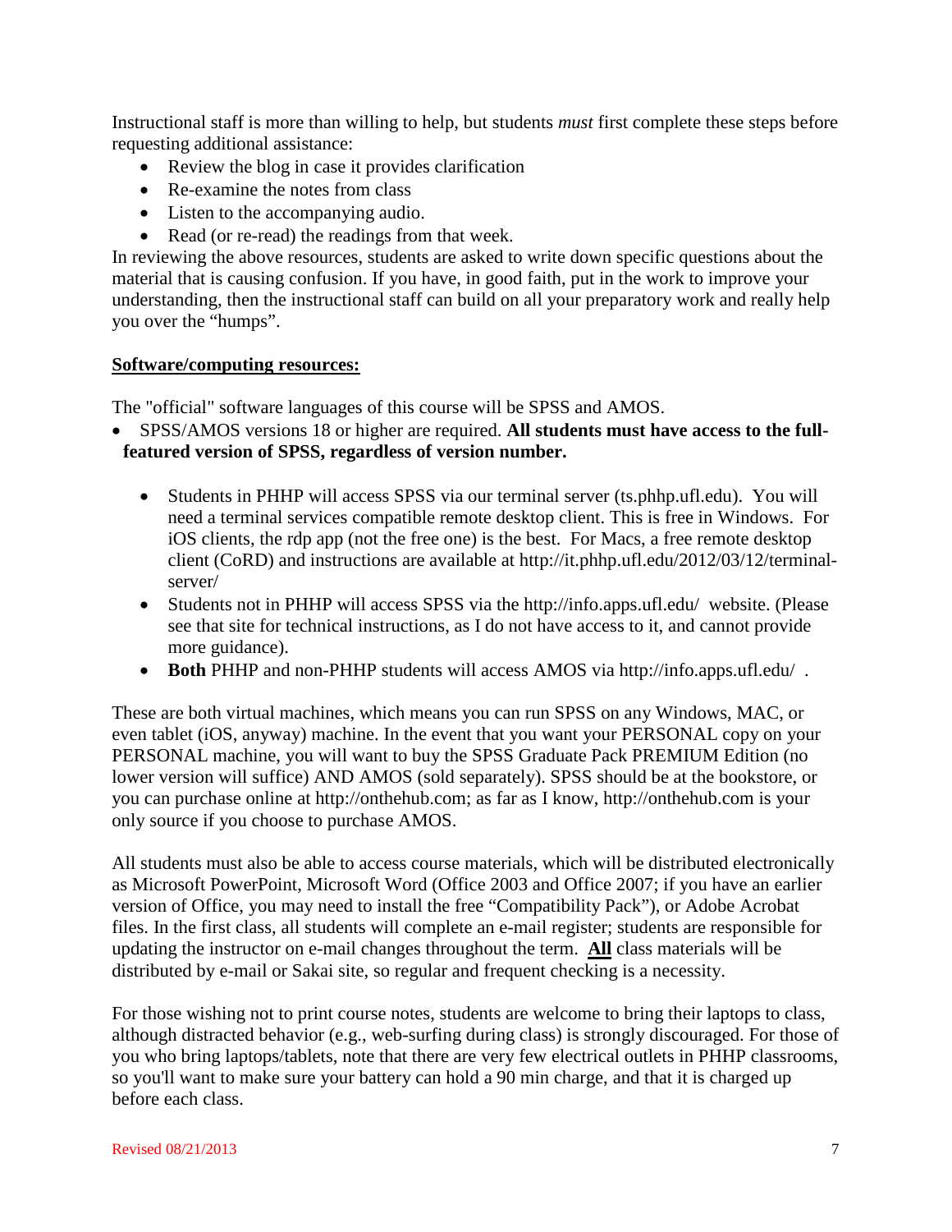Instructional staff is more than willing to help, but students *must* first complete these steps before requesting additional assistance:

- Review the blog in case it provides clarification
- Re-examine the notes from class
- Listen to the accompanying audio.
- Read (or re-read) the readings from that week.

In reviewing the above resources, students are asked to write down specific questions about the material that is causing confusion. If you have, in good faith, put in the work to improve your understanding, then the instructional staff can build on all your preparatory work and really help you over the "humps".

**Software/computing resources:**

The "official" software languages of this course will be SPSS and AMOS.

- SPSS/AMOS versions 18 or higher are required. **All students must have access to the full-featured version of SPSS, regardless of version number.**
  - Students in PHHP will access SPSS via our terminal server (ts.phhp.ufl.edu). You will need a terminal services compatible remote desktop client. This is free in Windows. For iOS clients, the rdp app (not the free one) is the best. For Macs, a free remote desktop client (CoRD) and instructions are available at http://it.phhp.ufl.edu/2012/03/12/terminal-server/
  - Students not in PHHP will access SPSS via the http://info.apps.ufl.edu/ website. (Please see that site for technical instructions, as I do not have access to it, and cannot provide more guidance).
  - **Both** PHHP and non-PHHP students will access AMOS via http://info.apps.ufl.edu/ .

These are both virtual machines, which means you can run SPSS on any Windows, MAC, or even tablet (iOS, anyway) machine. In the event that you want your PERSONAL copy on your PERSONAL machine, you will want to buy the SPSS Graduate Pack PREMIUM Edition (no lower version will suffice) AND AMOS (sold separately). SPSS should be at the bookstore, or you can purchase online at http://onthehub.com; as far as I know, http://onthehub.com is your only source if you choose to purchase AMOS.

All students must also be able to access course materials, which will be distributed electronically as Microsoft PowerPoint, Microsoft Word (Office 2003 and Office 2007; if you have an earlier version of Office, you may need to install the free "Compatibility Pack"), or Adobe Acrobat files. In the first class, all students will complete an e-mail register; students are responsible for updating the instructor on e-mail changes throughout the term. **All** class materials will be distributed by e-mail or Sakai site, so regular and frequent checking is a necessity.

For those wishing not to print course notes, students are welcome to bring their laptops to class, although distracted behavior (e.g., web-surfing during class) is strongly discouraged. For those of you who bring laptops/tablets, note that there are very few electrical outlets in PHHP classrooms, so you'll want to make sure your battery can hold a 90 min charge, and that it is charged up before each class.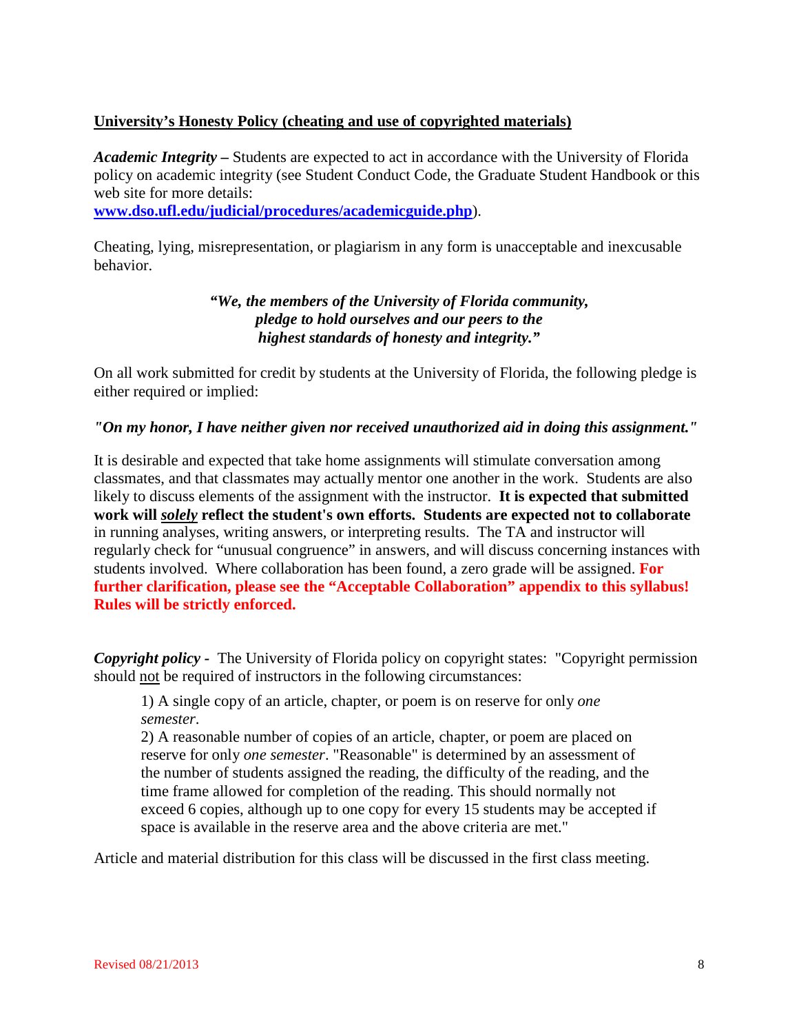**<u>University's Honesty Policy (cheating and use of copyrighted materials)</u>**

***Academic Integrity –*** Students are expected to act in accordance with the University of Florida policy on academic integrity (see Student Conduct Code, the Graduate Student Handbook or this web site for more details: **[www.dso.ufl.edu/judicial/procedures/academicguide.php](www.dso.ufl.edu/judicial/procedures/academicguide.php)**).

Cheating, lying, misrepresentation, or plagiarism in any form is unacceptable and inexcusable behavior.

> ***"We, the members of the University of Florida community, pledge to hold ourselves and our peers to the highest standards of honesty and integrity."***

On all work submitted for credit by students at the University of Florida, the following pledge is either required or implied:

***"On my honor, I have neither given nor received unauthorized aid in doing this assignment."***

It is desirable and expected that take home assignments will stimulate conversation among classmates, and that classmates may actually mentor one another in the work. Students are also likely to discuss elements of the assignment with the instructor. **It is expected that submitted work will *<u>solely</u>* reflect the student's own efforts. Students are expected not to collaborate** in running analyses, writing answers, or interpreting results. The TA and instructor will regularly check for "unusual congruence" in answers, and will discuss concerning instances with students involved. Where collaboration has been found, a zero grade will be assigned. **For further clarification, please see the "Acceptable Collaboration" appendix to this syllabus! Rules will be strictly enforced.**

***Copyright policy -*** The University of Florida policy on copyright states: "Copyright permission should <u>not</u> be required of instructors in the following circumstances:

> 1) A single copy of an article, chapter, or poem is on reserve for only *one semester*.
>
> 2) A reasonable number of copies of an article, chapter, or poem are placed on reserve for only *one semester*. "Reasonable" is determined by an assessment of the number of students assigned the reading, the difficulty of the reading, and the time frame allowed for completion of the reading. This should normally not exceed 6 copies, although up to one copy for every 15 students may be accepted if space is available in the reserve area and the above criteria are met."

Article and material distribution for this class will be discussed in the first class meeting.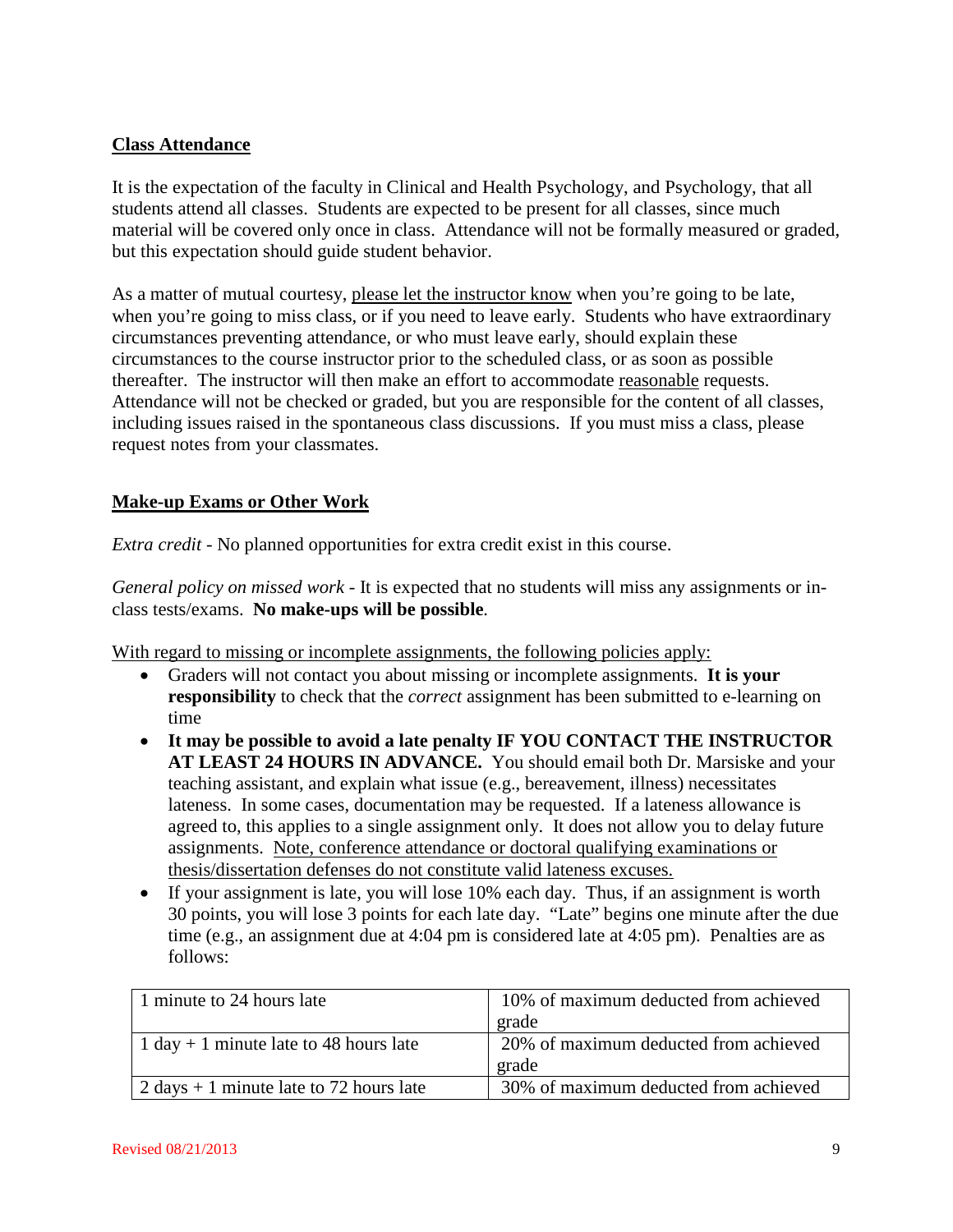## Class Attendance

It is the expectation of the faculty in Clinical and Health Psychology, and Psychology, that all students attend all classes. Students are expected to be present for all classes, since much material will be covered only once in class. Attendance will not be formally measured or graded, but this expectation should guide student behavior.

As a matter of mutual courtesy, please let the instructor know when you're going to be late, when you're going to miss class, or if you need to leave early. Students who have extraordinary circumstances preventing attendance, or who must leave early, should explain these circumstances to the course instructor prior to the scheduled class, or as soon as possible thereafter. The instructor will then make an effort to accommodate reasonable requests. Attendance will not be checked or graded, but you are responsible for the content of all classes, including issues raised in the spontaneous class discussions. If you must miss a class, please request notes from your classmates.

## Make-up Exams or Other Work

*Extra credit* - No planned opportunities for extra credit exist in this course.

*General policy on missed work* - It is expected that no students will miss any assignments or in-class tests/exams. **No make-ups will be possible**.

With regard to missing or incomplete assignments, the following policies apply:

- Graders will not contact you about missing or incomplete assignments. **It is your responsibility** to check that the *correct* assignment has been submitted to e-learning on time
- **It may be possible to avoid a late penalty IF YOU CONTACT THE INSTRUCTOR AT LEAST 24 HOURS IN ADVANCE.** You should email both Dr. Marsiske and your teaching assistant, and explain what issue (e.g., bereavement, illness) necessitates lateness. In some cases, documentation may be requested. If a lateness allowance is agreed to, this applies to a single assignment only. It does not allow you to delay future assignments. Note, conference attendance or doctoral qualifying examinations or thesis/dissertation defenses do not constitute valid lateness excuses.
- If your assignment is late, you will lose 10% each day. Thus, if an assignment is worth 30 points, you will lose 3 points for each late day. "Late" begins one minute after the due time (e.g., an assignment due at 4:04 pm is considered late at 4:05 pm). Penalties are as follows:

| | |
|---|---|
| 1 minute to 24 hours late | 10% of maximum deducted from achieved grade |
| 1 day + 1 minute late to 48 hours late | 20% of maximum deducted from achieved grade |
| 2 days + 1 minute late to 72 hours late | 30% of maximum deducted from achieved |

Revised 08/21/2013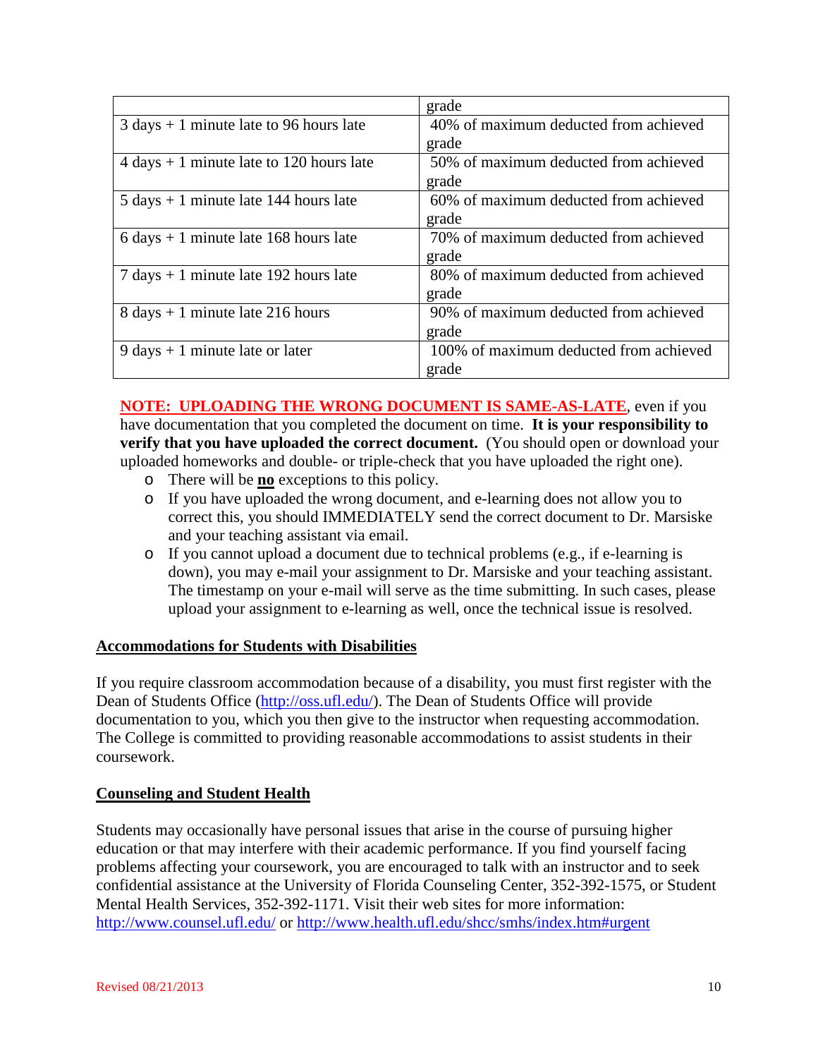| | |
|---|---|
| | grade |
| 3 days + 1 minute late to 96 hours late | 40% of maximum deducted from achieved grade |
| 4 days + 1 minute late to 120 hours late | 50% of maximum deducted from achieved grade |
| 5 days + 1 minute late 144 hours late | 60% of maximum deducted from achieved grade |
| 6 days + 1 minute late 168 hours late | 70% of maximum deducted from achieved grade |
| 7 days + 1 minute late 192 hours late | 80% of maximum deducted from achieved grade |
| 8 days + 1 minute late 216 hours | 90% of maximum deducted from achieved grade |
| 9 days + 1 minute late or later | 100% of maximum deducted from achieved grade |

**NOTE: UPLOADING THE WRONG DOCUMENT IS SAME-AS-LATE**, even if you have documentation that you completed the document on time. **It is your responsibility to verify that you have uploaded the correct document.** (You should open or download your uploaded homeworks and double- or triple-check that you have uploaded the right one).

- There will be **no** exceptions to this policy.
- If you have uploaded the wrong document, and e-learning does not allow you to correct this, you should IMMEDIATELY send the correct document to Dr. Marsiske and your teaching assistant via email.
- If you cannot upload a document due to technical problems (e.g., if e-learning is down), you may e-mail your assignment to Dr. Marsiske and your teaching assistant. The timestamp on your e-mail will serve as the time submitting. In such cases, please upload your assignment to e-learning as well, once the technical issue is resolved.

## Accommodations for Students with Disabilities

If you require classroom accommodation because of a disability, you must first register with the Dean of Students Office (http://oss.ufl.edu/). The Dean of Students Office will provide documentation to you, which you then give to the instructor when requesting accommodation. The College is committed to providing reasonable accommodations to assist students in their coursework.

## Counseling and Student Health

Students may occasionally have personal issues that arise in the course of pursuing higher education or that may interfere with their academic performance. If you find yourself facing problems affecting your coursework, you are encouraged to talk with an instructor and to seek confidential assistance at the University of Florida Counseling Center, 352-392-1575, or Student Mental Health Services, 352-392-1171. Visit their web sites for more information: http://www.counsel.ufl.edu/ or http://www.health.ufl.edu/shcc/smhs/index.htm#urgent

Revised 08/21/2013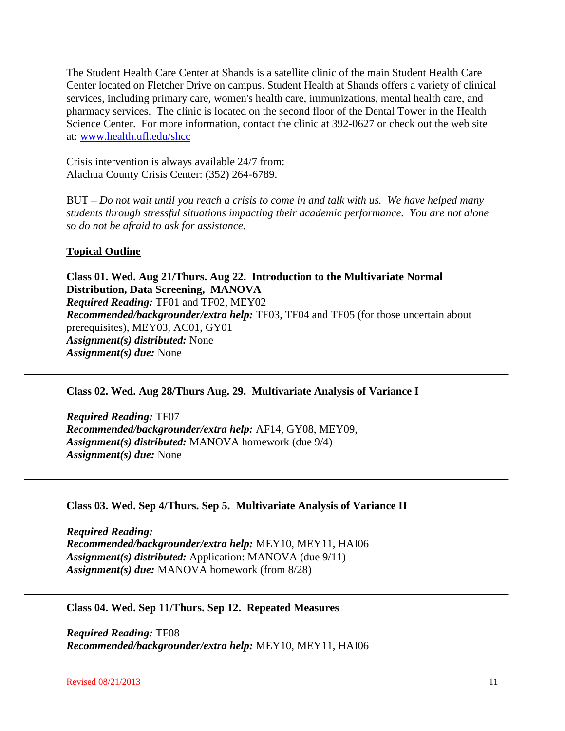The Student Health Care Center at Shands is a satellite clinic of the main Student Health Care Center located on Fletcher Drive on campus. Student Health at Shands offers a variety of clinical services, including primary care, women's health care, immunizations, mental health care, and pharmacy services. The clinic is located on the second floor of the Dental Tower in the Health Science Center. For more information, contact the clinic at 392-0627 or check out the web site at: [www.health.ufl.edu/shcc](http://www.health.ufl.edu/shcc)

Crisis intervention is always available 24/7 from:
Alachua County Crisis Center: (352) 264-6789.

BUT – *Do not wait until you reach a crisis to come in and talk with us. We have helped many students through stressful situations impacting their academic performance. You are not alone so do not be afraid to ask for assistance*.

## Topical Outline

**Class 01. Wed. Aug 21/Thurs. Aug 22. Introduction to the Multivariate Normal Distribution, Data Screening, MANOVA**
***Required Reading:*** TF01 and TF02, MEY02
***Recommended/backgrounder/extra help:*** TF03, TF04 and TF05 (for those uncertain about prerequisites), MEY03, AC01, GY01
***Assignment(s) distributed:*** None
***Assignment(s) due:*** None

---

**Class 02. Wed. Aug 28/Thurs Aug. 29. Multivariate Analysis of Variance I**

***Required Reading:*** TF07
***Recommended/backgrounder/extra help:*** AF14, GY08, MEY09,
***Assignment(s) distributed:*** MANOVA homework (due 9/4)
***Assignment(s) due:*** None

---

**Class 03. Wed. Sep 4/Thurs. Sep 5. Multivariate Analysis of Variance II**

***Required Reading:***
***Recommended/backgrounder/extra help:*** MEY10, MEY11, HAI06
***Assignment(s) distributed:*** Application: MANOVA (due 9/11)
***Assignment(s) due:*** MANOVA homework (from 8/28)

---

**Class 04. Wed. Sep 11/Thurs. Sep 12. Repeated Measures**

***Required Reading:*** TF08
***Recommended/backgrounder/extra help:*** MEY10, MEY11, HAI06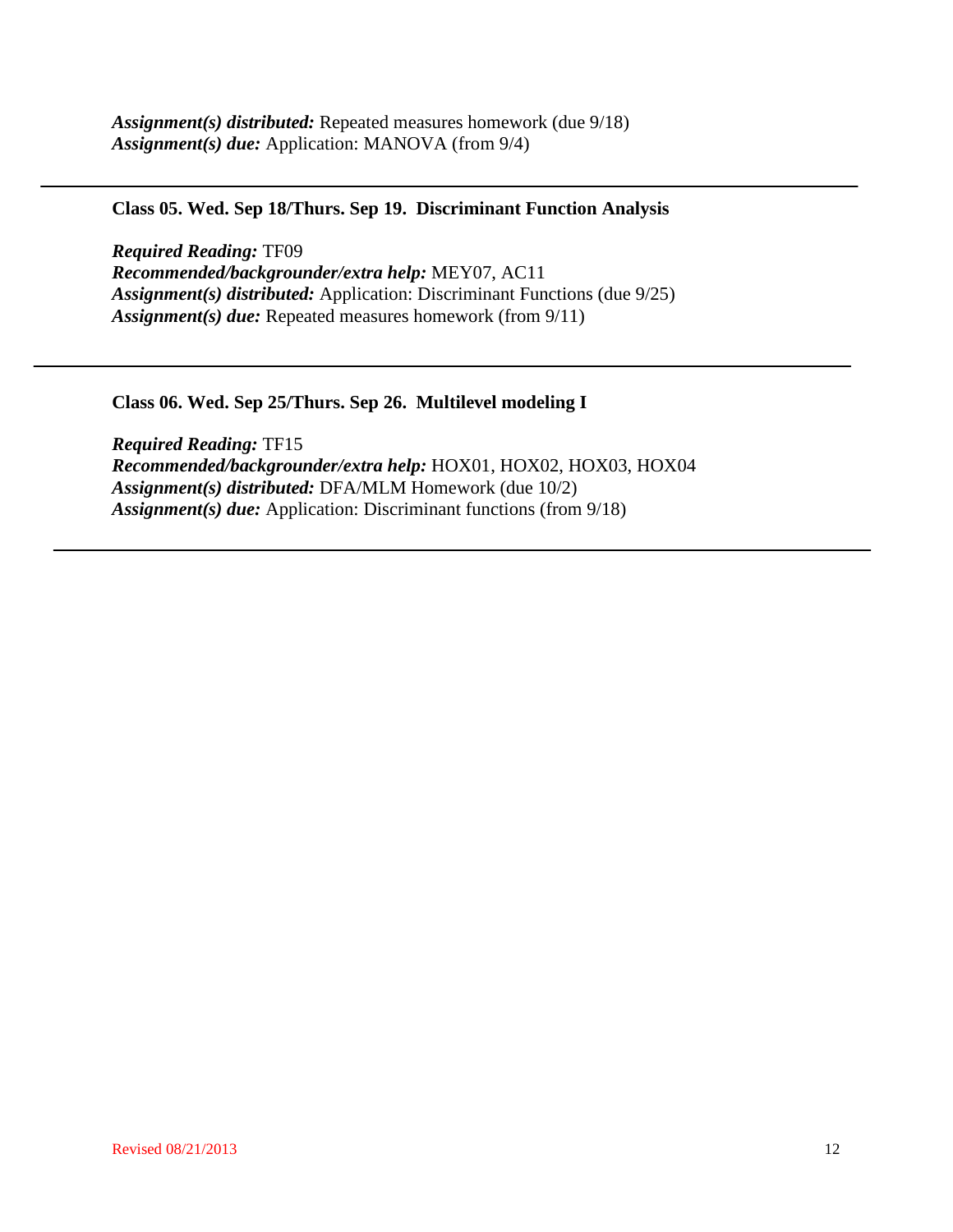***Assignment(s) distributed:*** Repeated measures homework (due 9/18)
***Assignment(s) due:*** Application: MANOVA (from 9/4)

---

**Class 05. Wed. Sep 18/Thurs. Sep 19. Discriminant Function Analysis**

***Required Reading:*** TF09
***Recommended/backgrounder/extra help:*** MEY07, AC11
***Assignment(s) distributed:*** Application: Discriminant Functions (due 9/25)
***Assignment(s) due:*** Repeated measures homework (from 9/11)

---

**Class 06. Wed. Sep 25/Thurs. Sep 26. Multilevel modeling I**

***Required Reading:*** TF15
***Recommended/backgrounder/extra help:*** HOX01, HOX02, HOX03, HOX04
***Assignment(s) distributed:*** DFA/MLM Homework (due 10/2)
***Assignment(s) due:*** Application: Discriminant functions (from 9/18)

---

Revised 08/21/2013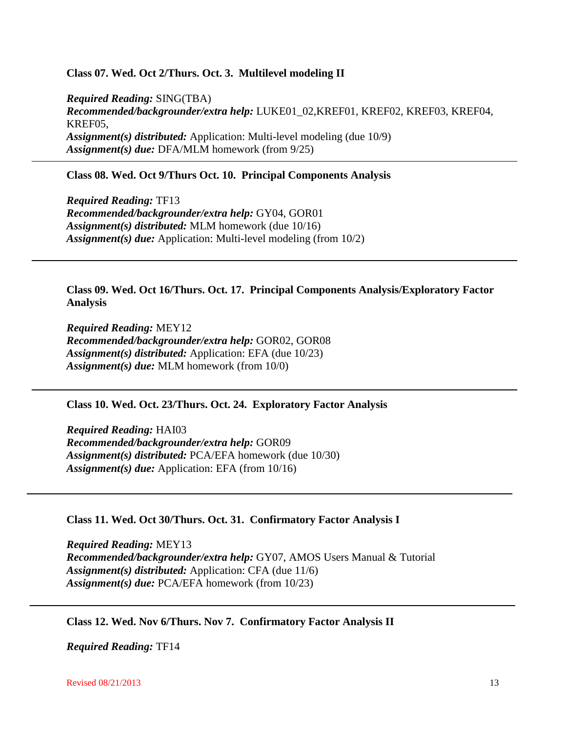**Class 07. Wed. Oct 2/Thurs. Oct. 3. Multilevel modeling II**

***Required Reading:*** SING(TBA)
***Recommended/backgrounder/extra help:*** LUKE01_02,KREF01, KREF02, KREF03, KREF04, KREF05,
***Assignment(s) distributed:*** Application: Multi-level modeling (due 10/9)
***Assignment(s) due:*** DFA/MLM homework (from 9/25)

---

**Class 08. Wed. Oct 9/Thurs Oct. 10. Principal Components Analysis**

***Required Reading:*** TF13
***Recommended/backgrounder/extra help:*** GY04, GOR01
***Assignment(s) distributed:*** MLM homework (due 10/16)
***Assignment(s) due:*** Application: Multi-level modeling (from 10/2)

---

**Class 09. Wed. Oct 16/Thurs. Oct. 17. Principal Components Analysis/Exploratory Factor Analysis**

***Required Reading:*** MEY12
***Recommended/backgrounder/extra help:*** GOR02, GOR08
***Assignment(s) distributed:*** Application: EFA (due 10/23)
***Assignment(s) due:*** MLM homework (from 10/0)

---

**Class 10. Wed. Oct. 23/Thurs. Oct. 24. Exploratory Factor Analysis**

***Required Reading:*** HAI03
***Recommended/backgrounder/extra help:*** GOR09
***Assignment(s) distributed:*** PCA/EFA homework (due 10/30)
***Assignment(s) due:*** Application: EFA (from 10/16)

---

**Class 11. Wed. Oct 30/Thurs. Oct. 31. Confirmatory Factor Analysis I**

***Required Reading:*** MEY13
***Recommended/backgrounder/extra help:*** GY07, AMOS Users Manual & Tutorial
***Assignment(s) distributed:*** Application: CFA (due 11/6)
***Assignment(s) due:*** PCA/EFA homework (from 10/23)

---

**Class 12. Wed. Nov 6/Thurs. Nov 7. Confirmatory Factor Analysis II**

***Required Reading:*** TF14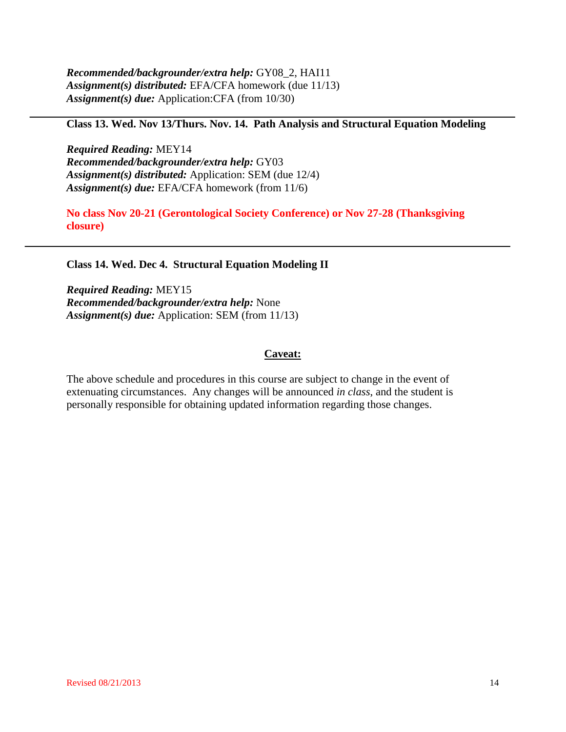***Recommended/backgrounder/extra help:*** GY08_2, HAI11
***Assignment(s) distributed:*** EFA/CFA homework (due 11/13)
***Assignment(s) due:*** Application:CFA (from 10/30)

---

**Class 13. Wed. Nov 13/Thurs. Nov. 14. Path Analysis and Structural Equation Modeling**

***Required Reading:*** MEY14
***Recommended/backgrounder/extra help:*** GY03
***Assignment(s) distributed:*** Application: SEM (due 12/4)
***Assignment(s) due:*** EFA/CFA homework (from 11/6)

**No class Nov 20-21 (Gerontological Society Conference) or Nov 27-28 (Thanksgiving closure)**

---

**Class 14. Wed. Dec 4. Structural Equation Modeling II**

***Required Reading:*** MEY15
***Recommended/backgrounder/extra help:*** None
***Assignment(s) due:*** Application: SEM (from 11/13)

**Caveat:**

The above schedule and procedures in this course are subject to change in the event of extenuating circumstances. Any changes will be announced *in class*, and the student is personally responsible for obtaining updated information regarding those changes.

Revised 08/21/2013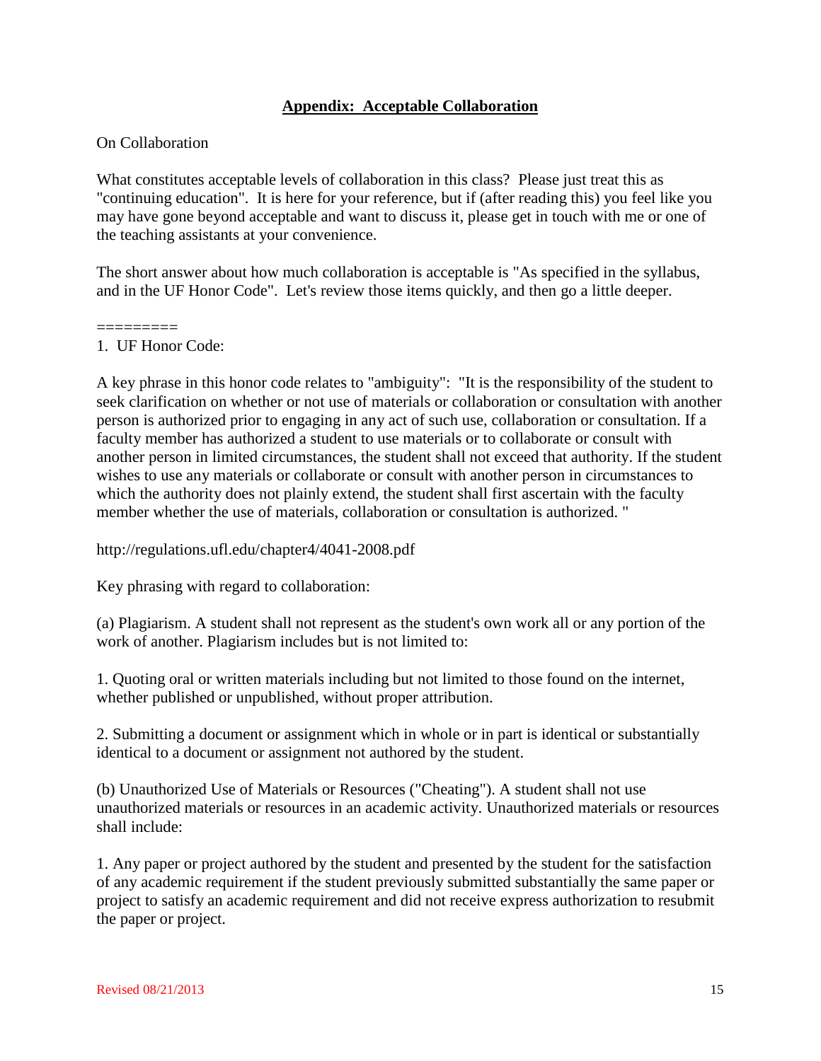## Appendix: Acceptable Collaboration

On Collaboration

What constitutes acceptable levels of collaboration in this class? Please just treat this as "continuing education". It is here for your reference, but if (after reading this) you feel like you may have gone beyond acceptable and want to discuss it, please get in touch with me or one of the teaching assistants at your convenience.

The short answer about how much collaboration is acceptable is "As specified in the syllabus, and in the UF Honor Code". Let's review those items quickly, and then go a little deeper.

=========

1. UF Honor Code:

A key phrase in this honor code relates to "ambiguity": "It is the responsibility of the student to seek clarification on whether or not use of materials or collaboration or consultation with another person is authorized prior to engaging in any act of such use, collaboration or consultation. If a faculty member has authorized a student to use materials or to collaborate or consult with another person in limited circumstances, the student shall not exceed that authority. If the student wishes to use any materials or collaborate or consult with another person in circumstances to which the authority does not plainly extend, the student shall first ascertain with the faculty member whether the use of materials, collaboration or consultation is authorized. "

http://regulations.ufl.edu/chapter4/4041-2008.pdf

Key phrasing with regard to collaboration:

(a) Plagiarism. A student shall not represent as the student's own work all or any portion of the work of another. Plagiarism includes but is not limited to:

1. Quoting oral or written materials including but not limited to those found on the internet, whether published or unpublished, without proper attribution.

2. Submitting a document or assignment which in whole or in part is identical or substantially identical to a document or assignment not authored by the student.

(b) Unauthorized Use of Materials or Resources ("Cheating"). A student shall not use unauthorized materials or resources in an academic activity. Unauthorized materials or resources shall include:

1. Any paper or project authored by the student and presented by the student for the satisfaction of any academic requirement if the student previously submitted substantially the same paper or project to satisfy an academic requirement and did not receive express authorization to resubmit the paper or project.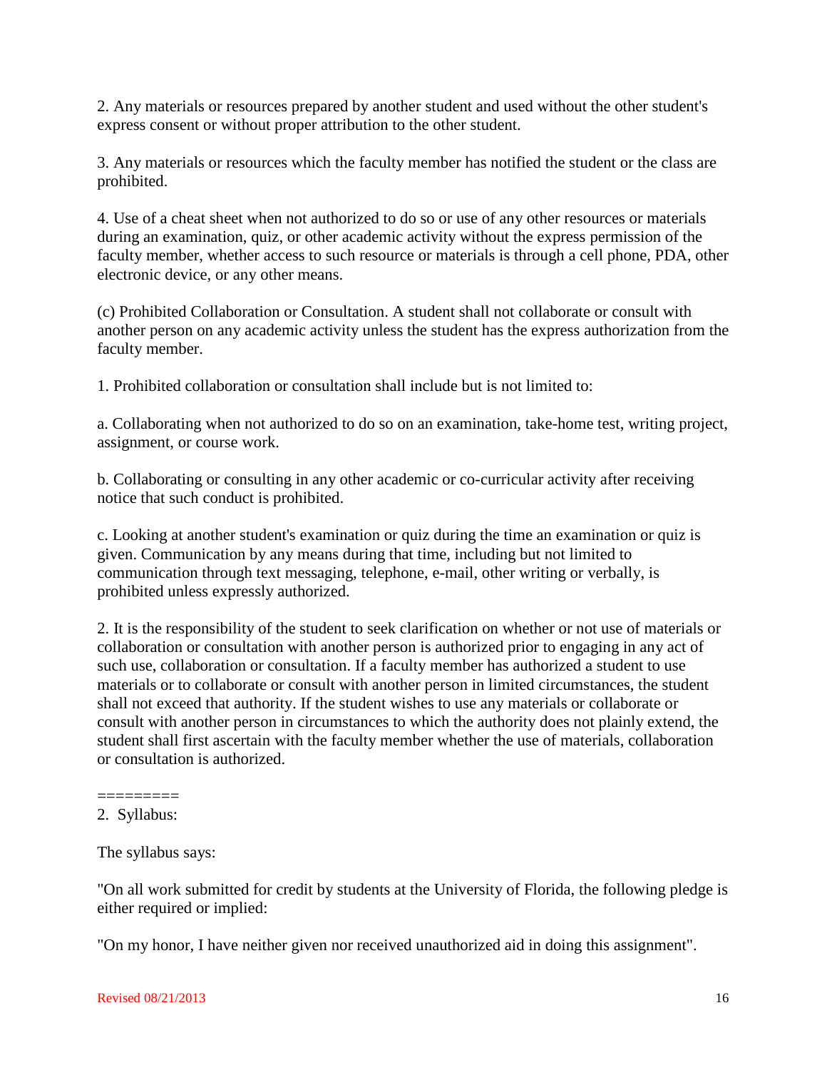2. Any materials or resources prepared by another student and used without the other student's express consent or without proper attribution to the other student.

3. Any materials or resources which the faculty member has notified the student or the class are prohibited.

4. Use of a cheat sheet when not authorized to do so or use of any other resources or materials during an examination, quiz, or other academic activity without the express permission of the faculty member, whether access to such resource or materials is through a cell phone, PDA, other electronic device, or any other means.

(c) Prohibited Collaboration or Consultation. A student shall not collaborate or consult with another person on any academic activity unless the student has the express authorization from the faculty member.

1. Prohibited collaboration or consultation shall include but is not limited to:

a. Collaborating when not authorized to do so on an examination, take-home test, writing project, assignment, or course work.

b. Collaborating or consulting in any other academic or co-curricular activity after receiving notice that such conduct is prohibited.

c. Looking at another student's examination or quiz during the time an examination or quiz is given. Communication by any means during that time, including but not limited to communication through text messaging, telephone, e-mail, other writing or verbally, is prohibited unless expressly authorized.

2. It is the responsibility of the student to seek clarification on whether or not use of materials or collaboration or consultation with another person is authorized prior to engaging in any act of such use, collaboration or consultation. If a faculty member has authorized a student to use materials or to collaborate or consult with another person in limited circumstances, the student shall not exceed that authority. If the student wishes to use any materials or collaborate or consult with another person in circumstances to which the authority does not plainly extend, the student shall first ascertain with the faculty member whether the use of materials, collaboration or consultation is authorized.

=========

2. Syllabus:

The syllabus says:

"On all work submitted for credit by students at the University of Florida, the following pledge is either required or implied:

"On my honor, I have neither given nor received unauthorized aid in doing this assignment".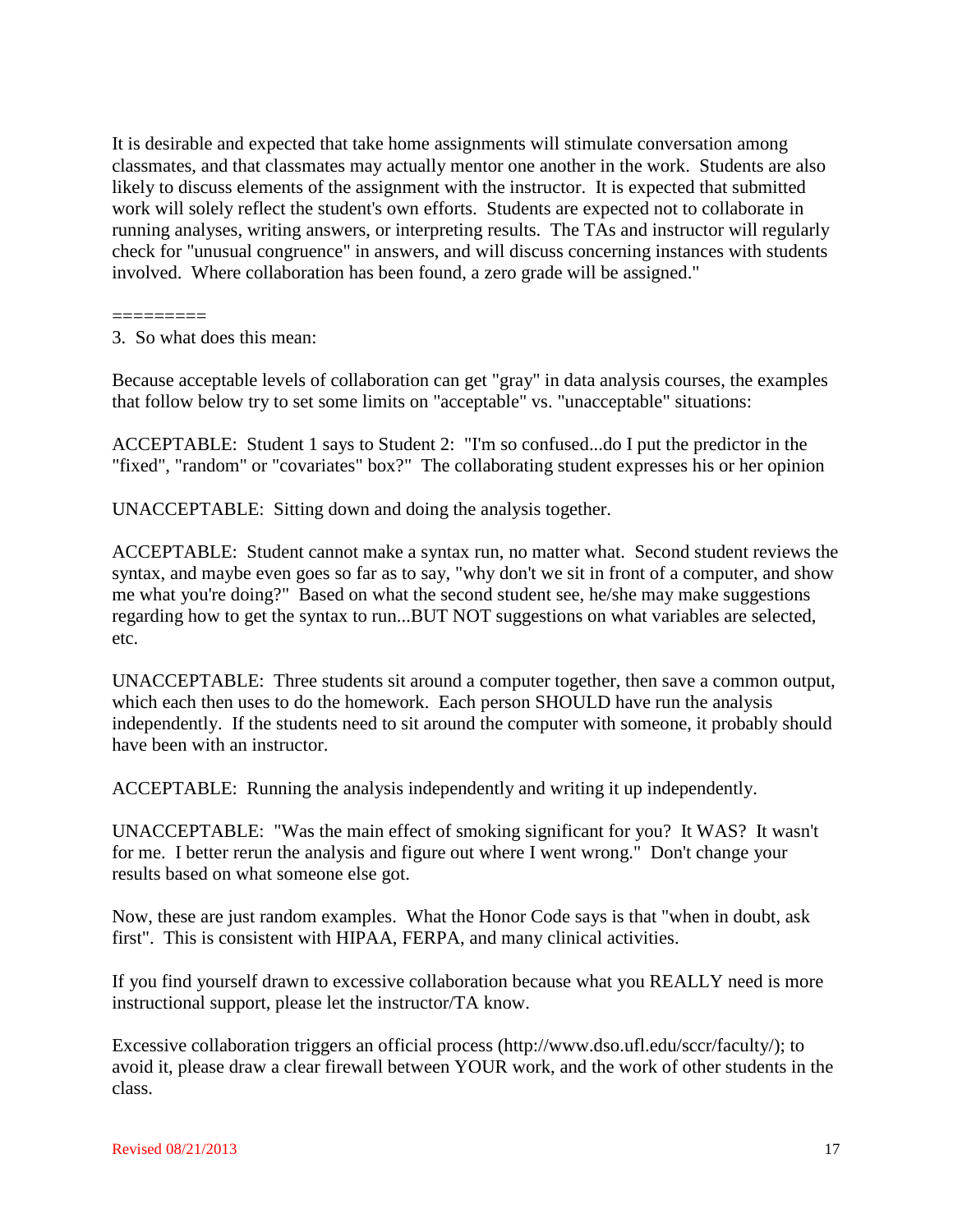It is desirable and expected that take home assignments will stimulate conversation among classmates, and that classmates may actually mentor one another in the work. Students are also likely to discuss elements of the assignment with the instructor. It is expected that submitted work will solely reflect the student's own efforts. Students are expected not to collaborate in running analyses, writing answers, or interpreting results. The TAs and instructor will regularly check for "unusual congruence" in answers, and will discuss concerning instances with students involved. Where collaboration has been found, a zero grade will be assigned."

=========

3. So what does this mean:

Because acceptable levels of collaboration can get "gray" in data analysis courses, the examples that follow below try to set some limits on "acceptable" vs. "unacceptable" situations:

ACCEPTABLE: Student 1 says to Student 2: "I'm so confused...do I put the predictor in the "fixed", "random" or "covariates" box?" The collaborating student expresses his or her opinion

UNACCEPTABLE: Sitting down and doing the analysis together.

ACCEPTABLE: Student cannot make a syntax run, no matter what. Second student reviews the syntax, and maybe even goes so far as to say, "why don't we sit in front of a computer, and show me what you're doing?" Based on what the second student see, he/she may make suggestions regarding how to get the syntax to run...BUT NOT suggestions on what variables are selected, etc.

UNACCEPTABLE: Three students sit around a computer together, then save a common output, which each then uses to do the homework. Each person SHOULD have run the analysis independently. If the students need to sit around the computer with someone, it probably should have been with an instructor.

ACCEPTABLE: Running the analysis independently and writing it up independently.

UNACCEPTABLE: "Was the main effect of smoking significant for you? It WAS? It wasn't for me. I better rerun the analysis and figure out where I went wrong." Don't change your results based on what someone else got.

Now, these are just random examples. What the Honor Code says is that "when in doubt, ask first". This is consistent with HIPAA, FERPA, and many clinical activities.

If you find yourself drawn to excessive collaboration because what you REALLY need is more instructional support, please let the instructor/TA know.

Excessive collaboration triggers an official process (http://www.dso.ufl.edu/sccr/faculty/); to avoid it, please draw a clear firewall between YOUR work, and the work of other students in the class.